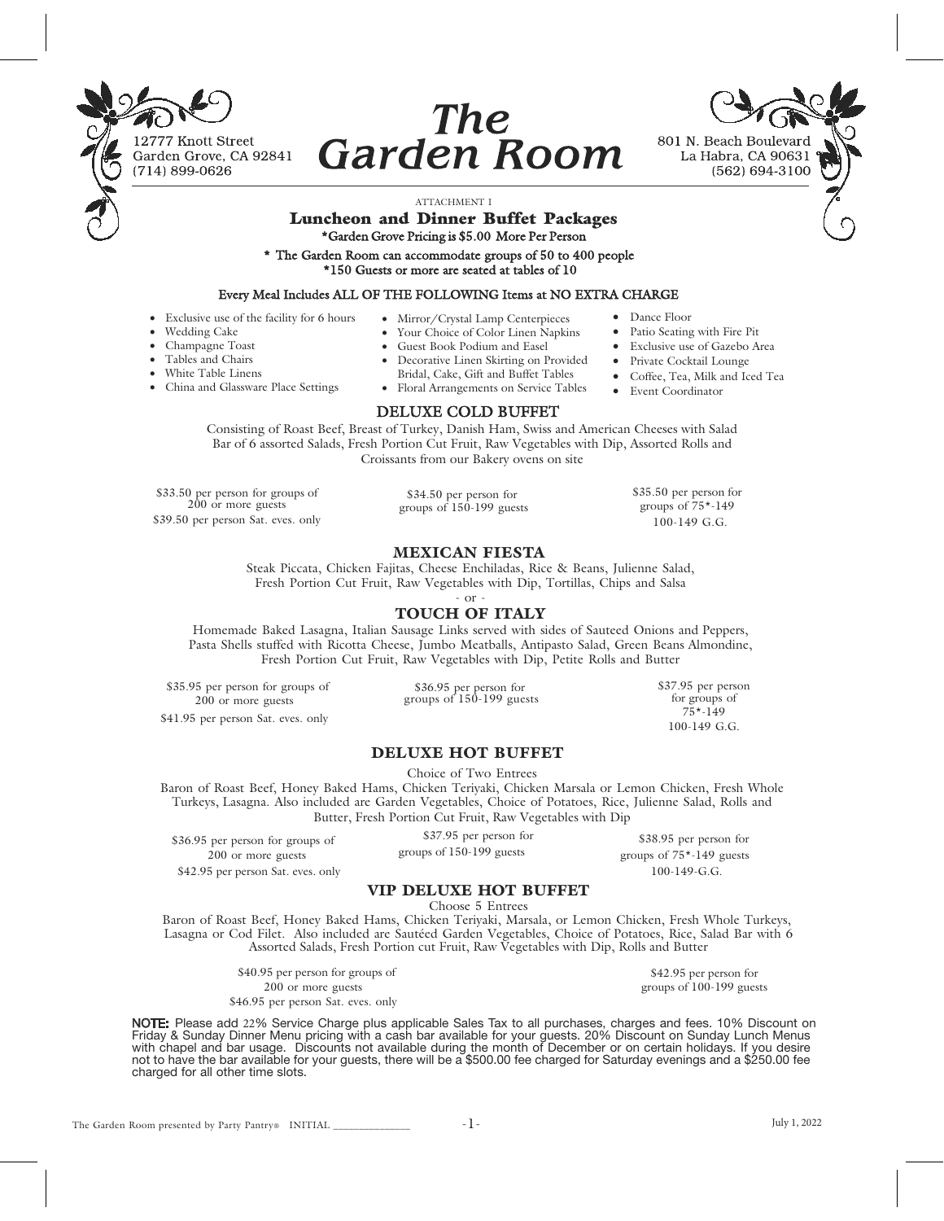12777 Knott Street
Garden Grove, CA 92841
(714) 899-0626

# The Garden Room

801 N. Beach Boulevard
La Habra, CA 90631
(562) 694-3100

ATTACHMENT I

## Luncheon and Dinner Buffet Packages

*Garden Grove Pricing is $5.00 More Per Person

* The Garden Room can accommodate groups of 50 to 400 people
*150 Guests or more are seated at tables of 10

### Every Meal Includes ALL OF THE FOLLOWING Items at NO EXTRA CHARGE

- Exclusive use of the facility for 6 hours
- Wedding Cake
- Champagne Toast
- Tables and Chairs
- White Table Linens
- China and Glassware Place Settings
- Mirror/Crystal Lamp Centerpieces
- Your Choice of Color Linen Napkins
- Guest Book Podium and Easel
- Decorative Linen Skirting on Provided Bridal, Cake, Gift and Buffet Tables
- Floral Arrangements on Service Tables
- Dance Floor
- Patio Seating with Fire Pit
- Exclusive use of Gazebo Area
- Private Cocktail Lounge
- Coffee, Tea, Milk and Iced Tea
- Event Coordinator

### DELUXE COLD BUFFET

Consisting of Roast Beef, Breast of Turkey, Danish Ham, Swiss and American Cheeses with Salad Bar of 6 assorted Salads, Fresh Portion Cut Fruit, Raw Vegetables with Dip, Assorted Rolls and Croissants from our Bakery ovens on site

$33.50 per person for groups of 200 or more guests
$39.50 per person Sat. eves. only

$34.50 per person for groups of 150-199 guests

$35.50 per person for groups of 75*-149
100-149 G.G.

### MEXICAN FIESTA

Steak Piccata, Chicken Fajitas, Cheese Enchiladas, Rice & Beans, Julienne Salad, Fresh Portion Cut Fruit, Raw Vegetables with Dip, Tortillas, Chips and Salsa

- or -

### TOUCH OF ITALY

Homemade Baked Lasagna, Italian Sausage Links served with sides of Sauteed Onions and Peppers, Pasta Shells stuffed with Ricotta Cheese, Jumbo Meatballs, Antipasto Salad, Green Beans Almondine, Fresh Portion Cut Fruit, Raw Vegetables with Dip, Petite Rolls and Butter

$35.95 per person for groups of 200 or more guests
$41.95 per person Sat. eves. only

$36.95 per person for groups of 150-199 guests

$37.95 per person for groups of 75*-149
100-149 G.G.

### DELUXE HOT BUFFET

Choice of Two Entrees

Baron of Roast Beef, Honey Baked Hams, Chicken Teriyaki, Chicken Marsala or Lemon Chicken, Fresh Whole Turkeys, Lasagna. Also included are Garden Vegetables, Choice of Potatoes, Rice, Julienne Salad, Rolls and Butter, Fresh Portion Cut Fruit, Raw Vegetables with Dip

$36.95 per person for groups of 200 or more guests
$42.95 per person Sat. eves. only

$37.95 per person for groups of 150-199 guests

$38.95 per person for groups of 75*-149 guests
100-149-G.G.

### VIP DELUXE HOT BUFFET

Choose 5 Entrees

Baron of Roast Beef, Honey Baked Hams, Chicken Teriyaki, Marsala, or Lemon Chicken, Fresh Whole Turkeys, Lasagna or Cod Filet. Also included are Sautéed Garden Vegetables, Choice of Potatoes, Rice, Salad Bar with 6 Assorted Salads, Fresh Portion cut Fruit, Raw Vegetables with Dip, Rolls and Butter

$40.95 per person for groups of 200 or more guests
$46.95 per person Sat. eves. only

$42.95 per person for groups of 100-199 guests

**NOTE:** Please add 22% Service Charge plus applicable Sales Tax to all purchases, charges and fees. 10% Discount on Friday & Sunday Dinner Menu pricing with a cash bar available for your guests. 20% Discount on Sunday Lunch Menus with chapel and bar usage. Discounts not available during the month of December or on certain holidays. If you desire not to have the bar available for your guests, there will be a $500.00 fee charged for Saturday evenings and a $250.00 fee charged for all other time slots.

The Garden Room presented by Party Pantry® INITIAL ____________ July 1, 2022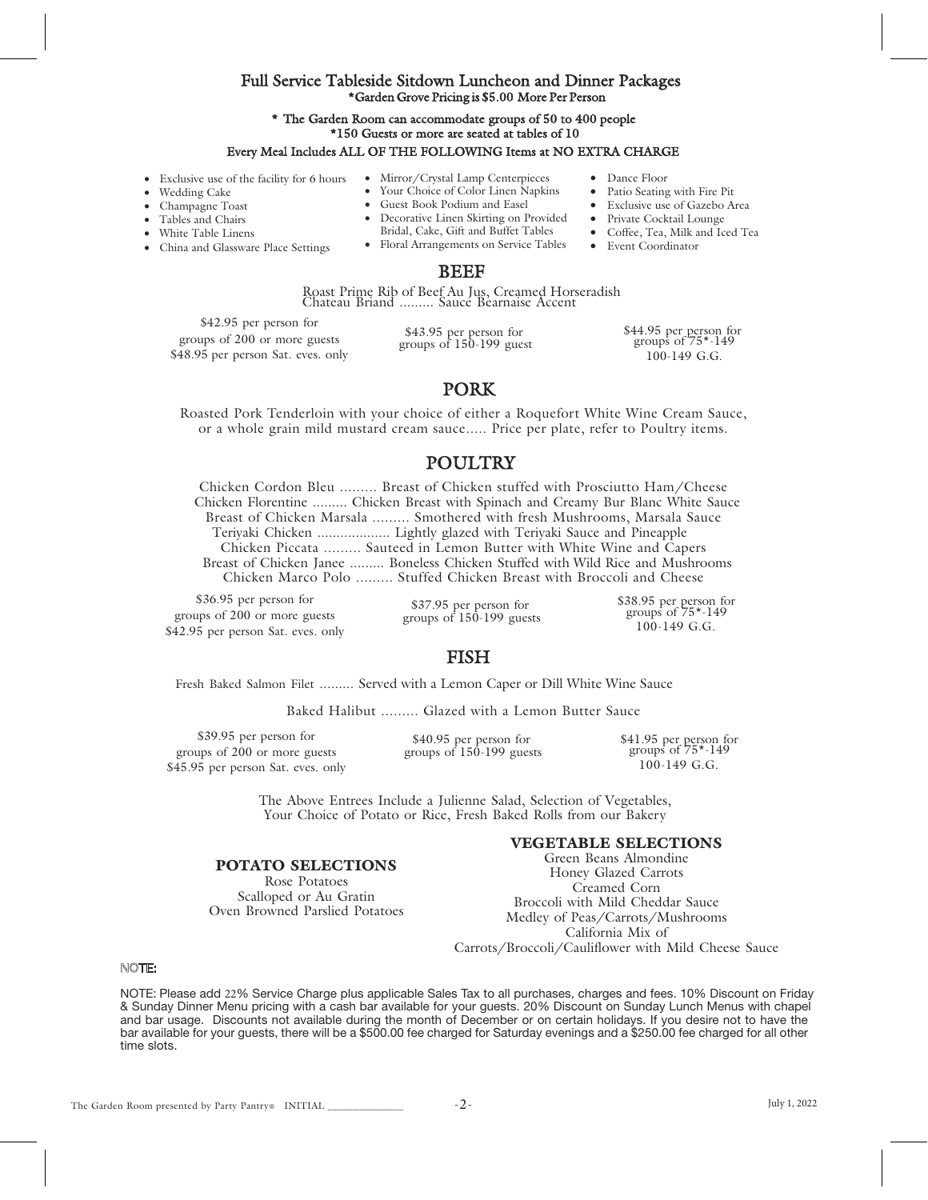# Full Service Tableside Sitdown Luncheon and Dinner Packages

**\*Garden Grove Pricing is $5.00 More Per Person**

**\* The Garden Room can accommodate groups of 50 to 400 people**
**\*150 Guests or more are seated at tables of 10**

**Every Meal Includes ALL OF THE FOLLOWING Items at NO EXTRA CHARGE**

- Exclusive use of the facility for 6 hours
- Wedding Cake
- Champagne Toast
- Tables and Chairs
- White Table Linens
- China and Glassware Place Settings
- Mirror/Crystal Lamp Centerpieces
- Your Choice of Color Linen Napkins
- Guest Book Podium and Easel
- Decorative Linen Skirting on Provided Bridal, Cake, Gift and Buffet Tables
- Floral Arrangements on Service Tables
- Dance Floor
- Patio Seating with Fire Pit
- Exclusive use of Gazebo Area
- Private Cocktail Lounge
- Coffee, Tea, Milk and Iced Tea
- Event Coordinator

## BEEF

Roast Prime Rib of Beef Au Jus, Creamed Horseradish
Chateau Briand ......... Sauce Bearnaise Accent

| | | |
|---|---|---|
| $42.95 per person for groups of 200 or more guests<br>$48.95 per person Sat. eves. only | $43.95 per person for groups of 150-199 guest | $44.95 per person for groups of 75*-149<br>100-149 G.G. |

## PORK

Roasted Pork Tenderloin with your choice of either a Roquefort White Wine Cream Sauce, or a whole grain mild mustard cream sauce..... Price per plate, refer to Poultry items.

## POULTRY

Chicken Cordon Bleu ......... Breast of Chicken stuffed with Prosciutto Ham/Cheese
Chicken Florentine ......... Chicken Breast with Spinach and Creamy Bur Blanc White Sauce
Breast of Chicken Marsala ......... Smothered with fresh Mushrooms, Marsala Sauce
Teriyaki Chicken ................... Lightly glazed with Teriyaki Sauce and Pineapple
Chicken Piccata ......... Sauteed in Lemon Butter with White Wine and Capers
Breast of Chicken Janee ......... Boneless Chicken Stuffed with Wild Rice and Mushrooms
Chicken Marco Polo ......... Stuffed Chicken Breast with Broccoli and Cheese

| | | |
|---|---|---|
| $36.95 per person for groups of 200 or more guests<br>$42.95 per person Sat. eves. only | $37.95 per person for groups of 150-199 guests | $38.95 per person for groups of 75*-149<br>100-149 G.G. |

## FISH

Fresh Baked Salmon Filet ......... Served with a Lemon Caper or Dill White Wine Sauce

Baked Halibut ......... Glazed with a Lemon Butter Sauce

| | | |
|---|---|---|
| $39.95 per person for groups of 200 or more guests<br>$45.95 per person Sat. eves. only | $40.95 per person for groups of 150-199 guests | $41.95 per person for groups of 75*-149<br>100-149 G.G. |

The Above Entrees Include a Julienne Salad, Selection of Vegetables, Your Choice of Potato or Rice, Fresh Baked Rolls from our Bakery

### POTATO SELECTIONS

Rose Potatoes
Scalloped or Au Gratin
Oven Browned Parslied Potatoes

### VEGETABLE SELECTIONS

Green Beans Almondine
Honey Glazed Carrots
Creamed Corn
Broccoli with Mild Cheddar Sauce
Medley of Peas/Carrots/Mushrooms
California Mix of
Carrots/Broccoli/Cauliflower with Mild Cheese Sauce

NOTE:

NOTE: Please add 22% Service Charge plus applicable Sales Tax to all purchases, charges and fees. 10% Discount on Friday & Sunday Dinner Menu pricing with a cash bar available for your guests. 20% Discount on Sunday Lunch Menus with chapel and bar usage. Discounts not available during the month of December or on certain holidays. If you desire not to have the bar available for your guests, there will be a $500.00 fee charged for Saturday evenings and a $250.00 fee charged for all other time slots.

The Garden Room presented by Party Pantry® INITIAL ____________

July 1, 2022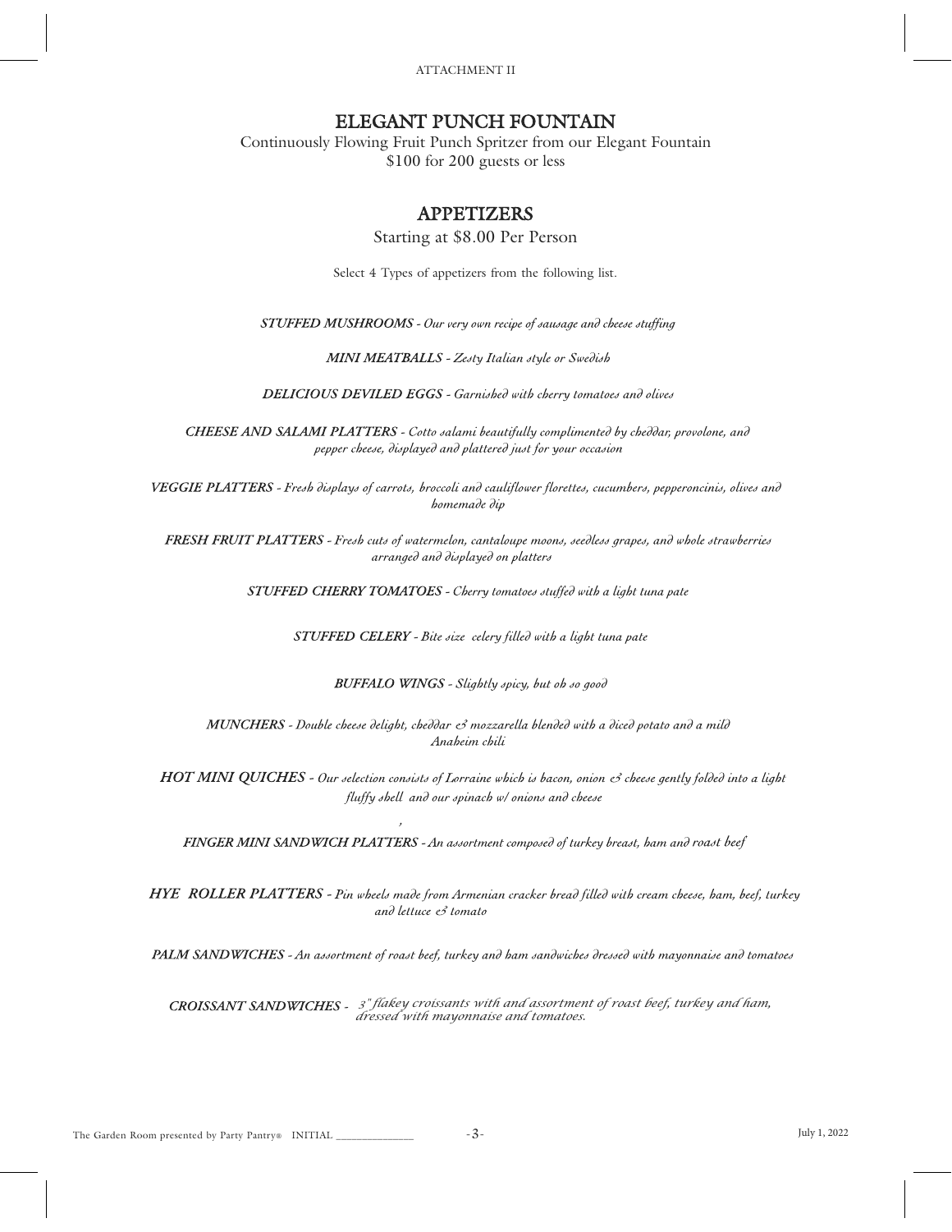ATTACHMENT II

## ELEGANT PUNCH FOUNTAIN

Continuously Flowing Fruit Punch Spritzer from our Elegant Fountain
$100 for 200 guests or less

## APPETIZERS

Starting at $8.00 Per Person

Select 4 Types of appetizers from the following list.

***STUFFED MUSHROOMS*** *- Our very own recipe of sausage and cheese stuffing*

***MINI MEATBALLS*** *- Zesty Italian style or Swedish*

***DELICIOUS DEVILED EGGS*** *- Garnished with cherry tomatoes and olives*

***CHEESE AND SALAMI PLATTERS*** *- Cotto salami beautifully complimented by cheddar, provolone, and pepper cheese, displayed and plattered just for your occasion*

***VEGGIE PLATTERS*** *- Fresh displays of carrots, broccoli and cauliflower florettes, cucumbers, pepperoncinis, olives and homemade dip*

***FRESH FRUIT PLATTERS*** *- Fresh cuts of watermelon, cantaloupe moons, seedless grapes, and whole strawberries arranged and displayed on platters*

***STUFFED CHERRY TOMATOES*** *- Cherry tomatoes stuffed with a light tuna pate*

***STUFFED CELERY*** *- Bite size celery filled with a light tuna pate*

***BUFFALO WINGS*** *- Slightly spicy, but oh so good*

***MUNCHERS*** *- Double cheese delight, cheddar & mozzarella blended with a diced potato and a mild Anaheim chili*

***HOT MINI QUICHES*** *- Our selection consists of Lorraine which is bacon, onion & cheese gently folded into a light fluffy shell and our spinach w/ onions and cheese*

***FINGER MINI SANDWICH PLATTERS*** *- An assortment composed of turkey breast, ham and roast beef*

***HYE ROLLER PLATTERS*** *- Pin wheels made from Armenian cracker bread filled with cream cheese, ham, beef, turkey and lettuce & tomato*

***PALM SANDWICHES*** *- An assortment of roast beef, turkey and ham sandwiches dressed with mayonnaise and tomatoes*

***CROISSANT SANDWICHES*** *- 3" flakey croissants with and assortment of roast beef, turkey and ham, dressed with mayonnaise and tomatoes.*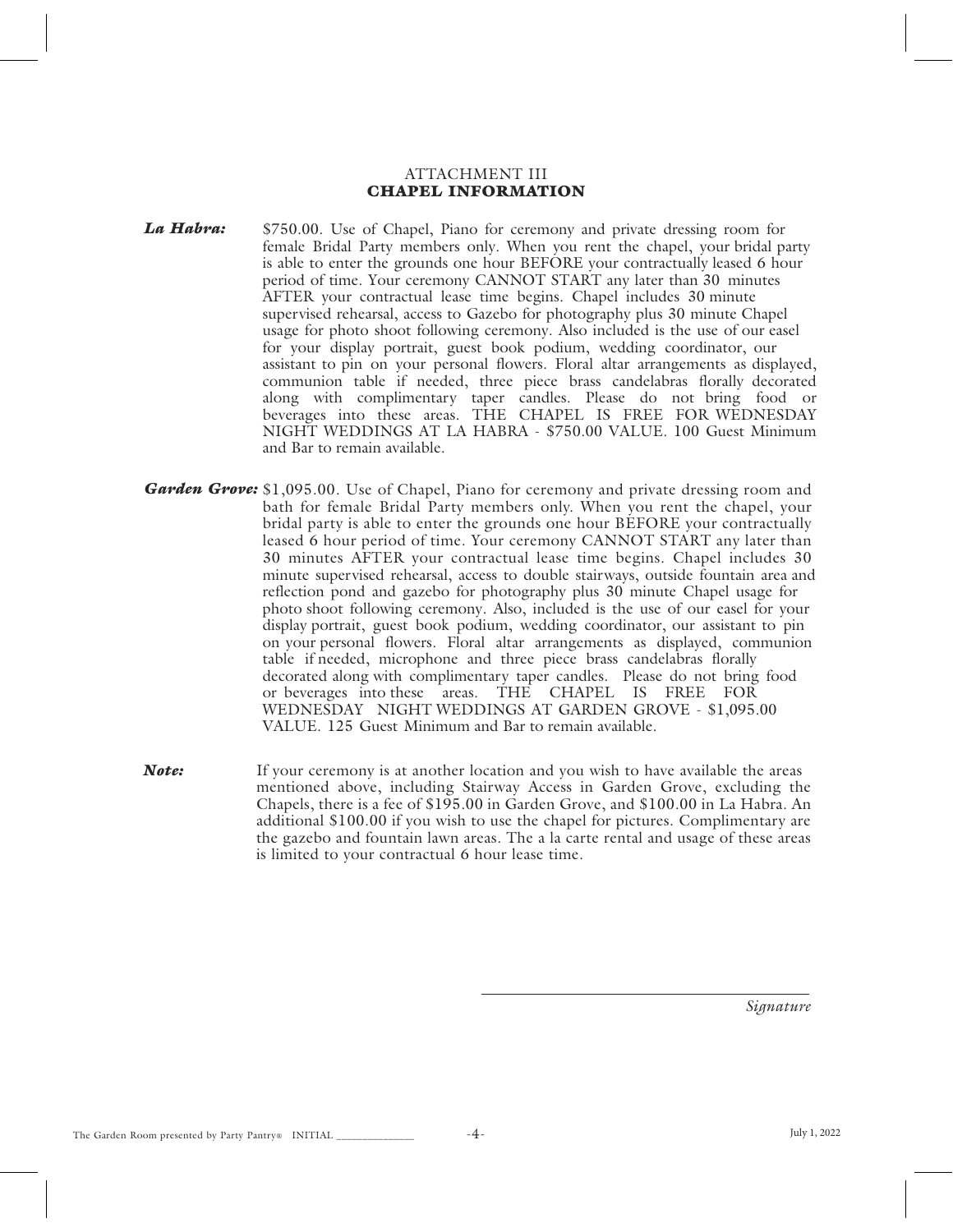ATTACHMENT III
## CHAPEL INFORMATION

***La Habra:*** $750.00. Use of Chapel, Piano for ceremony and private dressing room for female Bridal Party members only. When you rent the chapel, your bridal party is able to enter the grounds one hour BEFORE your contractually leased 6 hour period of time. Your ceremony CANNOT START any later than 30 minutes AFTER your contractual lease time begins. Chapel includes 30 minute supervised rehearsal, access to Gazebo for photography plus 30 minute Chapel usage for photo shoot following ceremony. Also included is the use of our easel for your display portrait, guest book podium, wedding coordinator, our assistant to pin on your personal flowers. Floral altar arrangements as displayed, communion table if needed, three piece brass candelabras florally decorated along with complimentary taper candles. Please do not bring food or beverages into these areas. THE CHAPEL IS FREE FOR WEDNESDAY NIGHT WEDDINGS AT LA HABRA - $750.00 VALUE. 100 Guest Minimum and Bar to remain available.

***Garden Grove:*** $1,095.00. Use of Chapel, Piano for ceremony and private dressing room and bath for female Bridal Party members only. When you rent the chapel, your bridal party is able to enter the grounds one hour BEFORE your contractually leased 6 hour period of time. Your ceremony CANNOT START any later than 30 minutes AFTER your contractual lease time begins. Chapel includes 30 minute supervised rehearsal, access to double stairways, outside fountain area and reflection pond and gazebo for photography plus 30 minute Chapel usage for photo shoot following ceremony. Also, included is the use of our easel for your display portrait, guest book podium, wedding coordinator, our assistant to pin on your personal flowers. Floral altar arrangements as displayed, communion table if needed, microphone and three piece brass candelabras florally decorated along with complimentary taper candles. Please do not bring food or beverages into these areas. THE CHAPEL IS FREE FOR WEDNESDAY NIGHT WEDDINGS AT GARDEN GROVE - $1,095.00 VALUE. 125 Guest Minimum and Bar to remain available.

***Note:*** If your ceremony is at another location and you wish to have available the areas mentioned above, including Stairway Access in Garden Grove, excluding the Chapels, there is a fee of $195.00 in Garden Grove, and $100.00 in La Habra. An additional $100.00 if you wish to use the chapel for pictures. Complimentary are the gazebo and fountain lawn areas. The a la carte rental and usage of these areas is limited to your contractual 6 hour lease time.

\_\_\_\_\_\_\_\_\_\_\_\_\_\_\_\_\_\_\_\_\_\_\_\_\_\_\_\_\_\_\_\_\_\_\_\_\_\_\_\_\_\_\_\_

*Signature*

The Garden Room presented by Party Pantry® INITIAL \_\_\_\_\_\_\_\_\_\_\_\_\_ July 1, 2022